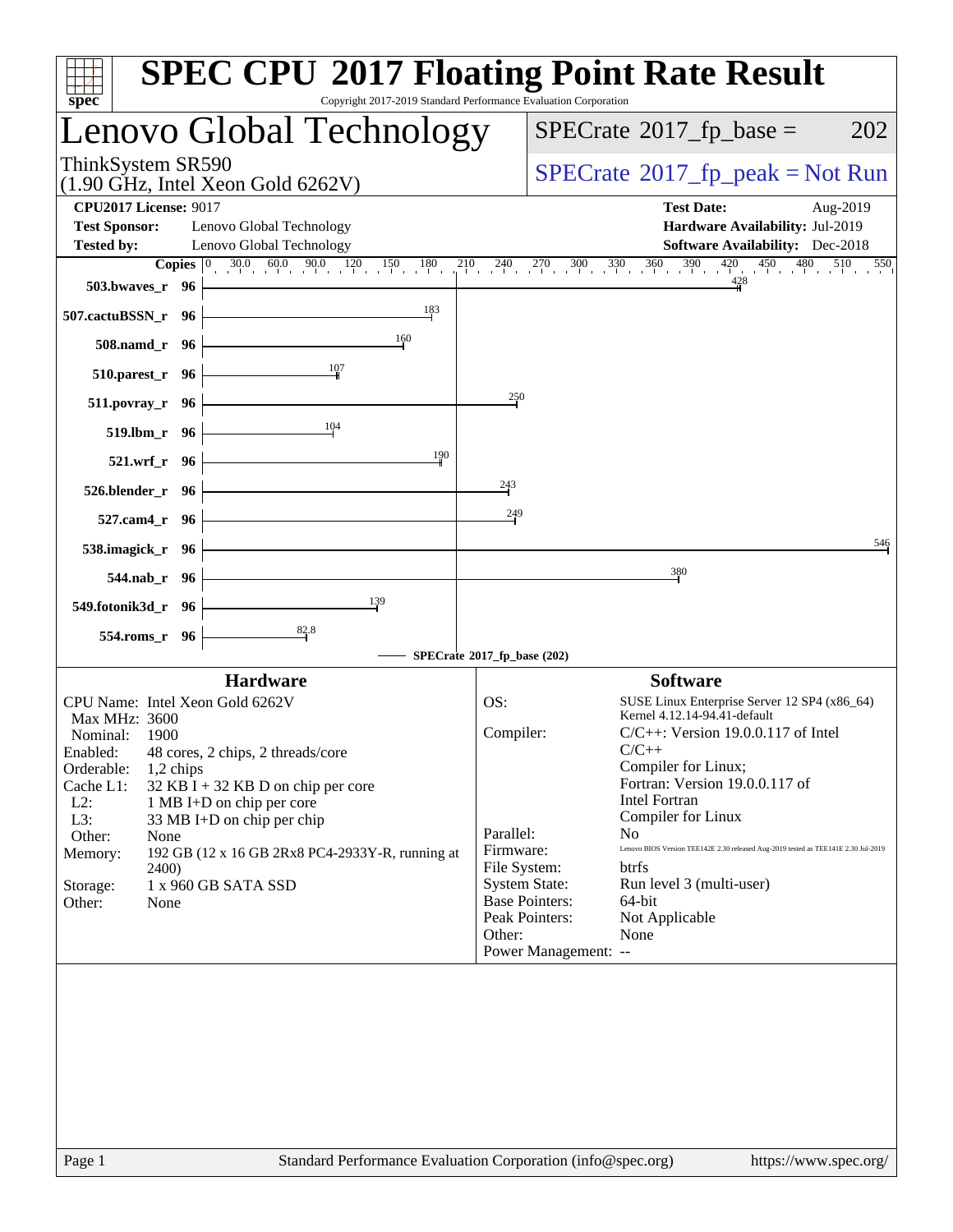# SPEC CPU 2017 Floating Point Rate Result

Copyright 2017-2019 Standard Performance Evaluation Corporation

## Lenovo Global Technology

ThinkSystem SR590
(1.90 GHz, Intel Xeon Gold 6262V)

SPECrate 2017_fp_base = 202

SPECrate 2017_fp_peak = Not Run

**CPU2017 License:** 9017
**Test Sponsor:** Lenovo Global Technology
**Tested by:** Lenovo Global Technology

**Test Date:** Aug-2019
**Hardware Availability:** Jul-2019
**Software Availability:** Dec-2018

| Benchmark | Copies | SPECrate 2017_fp_base |
|---|---|---|
| 503.bwaves_r | 96 | 428 |
| 507.cactuBSSN_r | 96 | 183 |
| 508.namd_r | 96 | 160 |
| 510.parest_r | 96 | 107 |
| 511.povray_r | 96 | 250 |
| 519.lbm_r | 96 | 104 |
| 521.wrf_r | 96 | 190 |
| 526.blender_r | 96 | 243 |
| 527.cam4_r | 96 | 249 |
| 538.imagick_r | 96 | 546 |
| 544.nab_r | 96 | 380 |
| 549.fotonik3d_r | 96 | 139 |
| 554.roms_r | 96 | 82.8 |

SPECrate 2017_fp_base (202)

### Hardware

| | |
|---|---|
| CPU Name: | Intel Xeon Gold 6262V |
| Max MHz: | 3600 |
| Nominal: | 1900 |
| Enabled: | 48 cores, 2 chips, 2 threads/core |
| Orderable: | 1,2 chips |
| Cache L1: | 32 KB I + 32 KB D on chip per core |
| L2: | 1 MB I+D on chip per core |
| L3: | 33 MB I+D on chip per chip |
| Other: | None |
| Memory: | 192 GB (12 x 16 GB 2Rx8 PC4-2933Y-R, running at 2400) |
| Storage: | 1 x 960 GB SATA SSD |
| Other: | None |

### Software

| | |
|---|---|
| OS: | SUSE Linux Enterprise Server 12 SP4 (x86_64) Kernel 4.12.14-94.41-default |
| Compiler: | C/C++: Version 19.0.0.117 of Intel C/C++ Compiler for Linux; Fortran: Version 19.0.0.117 of Intel Fortran Compiler for Linux |
| Parallel: | No |
| Firmware: | Lenovo BIOS Version TEE142E 2.30 released Aug-2019 tested as TEE141E 2.30 Jul-2019 |
| File System: | btrfs |
| System State: | Run level 3 (multi-user) |
| Base Pointers: | 64-bit |
| Peak Pointers: | Not Applicable |
| Other: | None |
| Power Management: | -- |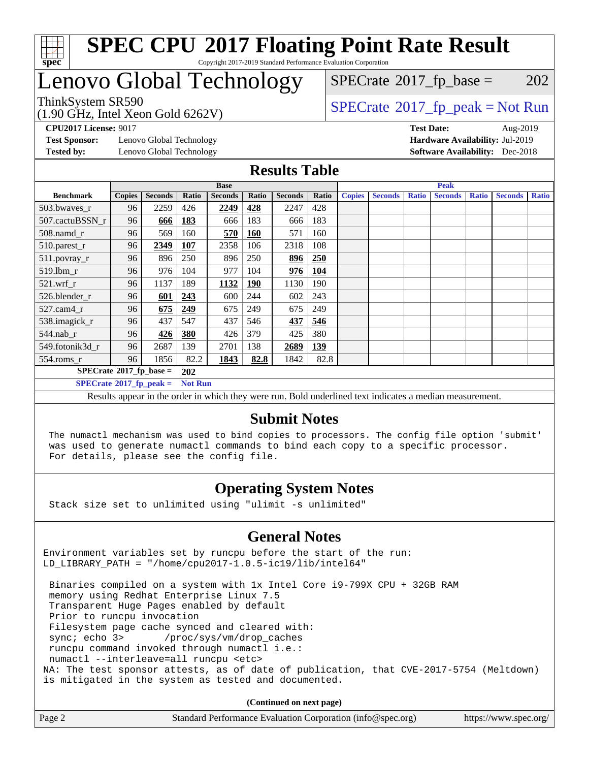# SPEC CPU 2017 Floating Point Rate Result

Copyright 2017-2019 Standard Performance Evaluation Corporation

## Lenovo Global Technology

ThinkSystem SR590
(1.90 GHz, Intel Xeon Gold 6262V)

SPECrate 2017_fp_base = 202

SPECrate 2017_fp_peak = Not Run

**CPU2017 License:** 9017
**Test Sponsor:** Lenovo Global Technology
**Tested by:** Lenovo Global Technology

**Test Date:** Aug-2019
**Hardware Availability:** Jul-2019
**Software Availability:** Dec-2018

## Results Table

| Benchmark | Base | | | | | | | Peak | | | | | | |
|---|---|---|---|---|---|---|---|---|---|---|---|---|---|---|
| | Copies | Seconds | Ratio | Seconds | Ratio | Seconds | Ratio | Copies | Seconds | Ratio | Seconds | Ratio | Seconds | Ratio |
| 503.bwaves_r | 96 | 2259 | 426 | **2249** | **428** | 2247 | 428 | | | | | | | |
| 507.cactuBSSN_r | 96 | **666** | **183** | 666 | 183 | 666 | 183 | | | | | | | |
| 508.namd_r | 96 | 569 | 160 | **570** | **160** | 571 | 160 | | | | | | | |
| 510.parest_r | 96 | **2349** | **107** | 2358 | 106 | 2318 | 108 | | | | | | | |
| 511.povray_r | 96 | 896 | 250 | 896 | 250 | **896** | **250** | | | | | | | |
| 519.lbm_r | 96 | 976 | 104 | 977 | 104 | **976** | **104** | | | | | | | |
| 521.wrf_r | 96 | 1137 | 189 | **1132** | **190** | 1130 | 190 | | | | | | | |
| 526.blender_r | 96 | **601** | **243** | 600 | 244 | 602 | 243 | | | | | | | |
| 527.cam4_r | 96 | **675** | **249** | 675 | 249 | 675 | 249 | | | | | | | |
| 538.imagick_r | 96 | 437 | 547 | 437 | 546 | **437** | **546** | | | | | | | |
| 544.nab_r | 96 | **426** | **380** | 426 | 379 | 425 | 380 | | | | | | | |
| 549.fotonik3d_r | 96 | 2687 | 139 | 2701 | 138 | **2689** | **139** | | | | | | | |
| 554.roms_r | 96 | 1856 | 82.2 | **1843** | **82.8** | 1842 | 82.8 | | | | | | | |

**SPECrate 2017_fp_base = 202**

**SPECrate 2017_fp_peak = Not Run**

Results appear in the order in which they were run. Bold underlined text indicates a median measurement.

## Submit Notes

```
The numactl mechanism was used to bind copies to processors. The config file option 'submit'
was used to generate numactl commands to bind each copy to a specific processor.
For details, please see the config file.
```

## Operating System Notes

```
Stack size set to unlimited using "ulimit -s unlimited"
```

## General Notes

```
Environment variables set by runcpu before the start of the run:
LD_LIBRARY_PATH = "/home/cpu2017-1.0.5-ic19/lib/intel64"

 Binaries compiled on a system with 1x Intel Core i9-799X CPU + 32GB RAM
 memory using Redhat Enterprise Linux 7.5
 Transparent Huge Pages enabled by default
 Prior to runcpu invocation
 Filesystem page cache synced and cleared with:
 sync; echo 3>       /proc/sys/vm/drop_caches
 runcpu command invoked through numactl i.e.:
 numactl --interleave=all runcpu <etc>
NA: The test sponsor attests, as of date of publication, that CVE-2017-5754 (Meltdown)
is mitigated in the system as tested and documented.
```

**(Continued on next page)**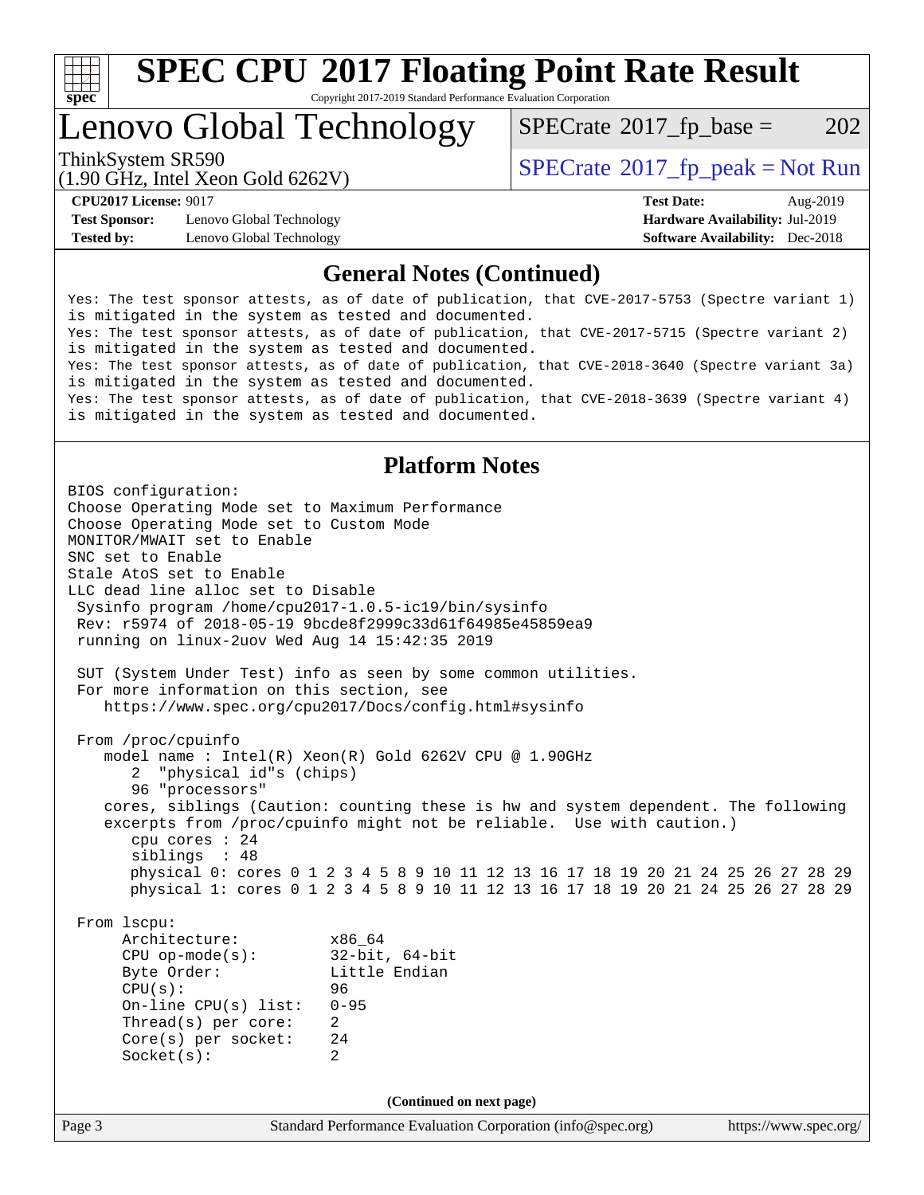## General Notes (Continued)

```
Yes: The test sponsor attests, as of date of publication, that CVE-2017-5753 (Spectre variant 1)
is mitigated in the system as tested and documented.
Yes: The test sponsor attests, as of date of publication, that CVE-2017-5715 (Spectre variant 2)
is mitigated in the system as tested and documented.
Yes: The test sponsor attests, as of date of publication, that CVE-2018-3640 (Spectre variant 3a)
is mitigated in the system as tested and documented.
Yes: The test sponsor attests, as of date of publication, that CVE-2018-3639 (Spectre variant 4)
is mitigated in the system as tested and documented.
```

## Platform Notes

```
BIOS configuration:
Choose Operating Mode set to Maximum Performance
Choose Operating Mode set to Custom Mode
MONITOR/MWAIT set to Enable
SNC set to Enable
Stale AtoS set to Enable
LLC dead line alloc set to Disable
 Sysinfo program /home/cpu2017-1.0.5-ic19/bin/sysinfo
 Rev: r5974 of 2018-05-19 9bcde8f2999c33d61f64985e45859ea9
 running on linux-2uov Wed Aug 14 15:42:35 2019

 SUT (System Under Test) info as seen by some common utilities.
 For more information on this section, see
    https://www.spec.org/cpu2017/Docs/config.html#sysinfo

 From /proc/cpuinfo
    model name : Intel(R) Xeon(R) Gold 6262V CPU @ 1.90GHz
       2  "physical id"s (chips)
       96 "processors"
    cores, siblings (Caution: counting these is hw and system dependent. The following
    excerpts from /proc/cpuinfo might not be reliable.  Use with caution.)
       cpu cores : 24
       siblings  : 48
       physical 0: cores 0 1 2 3 4 5 8 9 10 11 12 13 16 17 18 19 20 21 24 25 26 27 28 29
       physical 1: cores 0 1 2 3 4 5 8 9 10 11 12 13 16 17 18 19 20 21 24 25 26 27 28 29

 From lscpu:
      Architecture:          x86_64
      CPU op-mode(s):        32-bit, 64-bit
      Byte Order:            Little Endian
      CPU(s):                96
      On-line CPU(s) list:   0-95
      Thread(s) per core:    2
      Core(s) per socket:    24
      Socket(s):             2
```

(Continued on next page)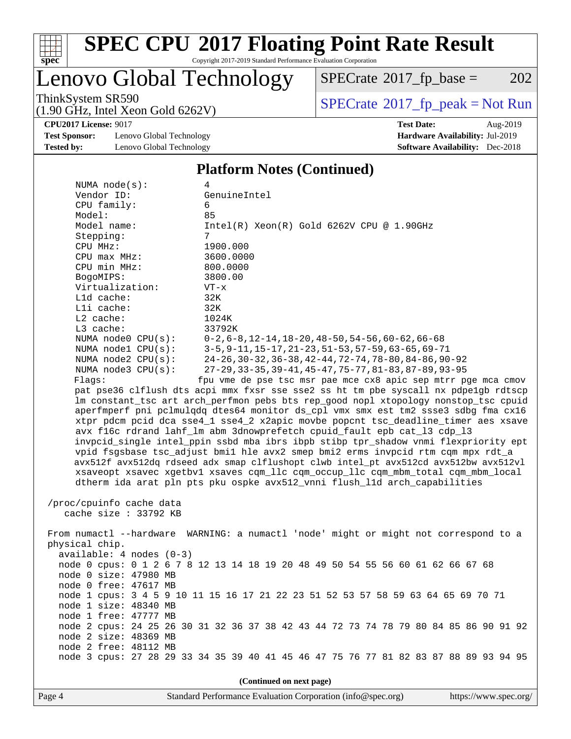## Platform Notes (Continued)

```
NUMA node(s):          4
Vendor ID:             GenuineIntel
CPU family:            6
Model:                 85
Model name:            Intel(R) Xeon(R) Gold 6262V CPU @ 1.90GHz
Stepping:              7
CPU MHz:               1900.000
CPU max MHz:           3600.0000
CPU min MHz:           800.0000
BogoMIPS:              3800.00
Virtualization:        VT-x
L1d cache:             32K
L1i cache:             32K
L2 cache:              1024K
L3 cache:              33792K
NUMA node0 CPU(s):     0-2,6-8,12-14,18-20,48-50,54-56,60-62,66-68
NUMA node1 CPU(s):     3-5,9-11,15-17,21-23,51-53,57-59,63-65,69-71
NUMA node2 CPU(s):     24-26,30-32,36-38,42-44,72-74,78-80,84-86,90-92
NUMA node3 CPU(s):     27-29,33-35,39-41,45-47,75-77,81-83,87-89,93-95
Flags:                 fpu vme de pse tsc msr pae mce cx8 apic sep mtrr pge mca cmov
pat pse36 clflush dts acpi mmx fxsr sse sse2 ss ht tm pbe syscall nx pdpe1gb rdtscp
lm constant_tsc art arch_perfmon pebs bts rep_good nopl xtopology nonstop_tsc cpuid
aperfmperf pni pclmulqdq dtes64 monitor ds_cpl vmx smx est tm2 ssse3 sdbg fma cx16
xtpr pdcm pcid dca sse4_1 sse4_2 x2apic movbe popcnt tsc_deadline_timer aes xsave
avx f16c rdrand lahf_lm abm 3dnowprefetch cpuid_fault epb cat_l3 cdp_l3
invpcid_single intel_ppin ssbd mba ibrs ibpb stibp tpr_shadow vnmi flexpriority ept
vpid fsgsbase tsc_adjust bmi1 hle avx2 smep bmi2 erms invpcid rtm cqm mpx rdt_a
avx512f avx512dq rdseed adx smap clflushopt clwb intel_pt avx512cd avx512bw avx512vl
xsaveopt xsavec xgetbv1 xsaves cqm_llc cqm_occup_llc cqm_mbm_total cqm_mbm_local
dtherm ida arat pln pts pku ospke avx512_vnni flush_l1d arch_capabilities

/proc/cpuinfo cache data
   cache size : 33792 KB

From numactl --hardware  WARNING: a numactl 'node' might or might not correspond to a
physical chip.
  available: 4 nodes (0-3)
  node 0 cpus: 0 1 2 6 7 8 12 13 14 18 19 20 48 49 50 54 55 56 60 61 62 66 67 68
  node 0 size: 47980 MB
  node 0 free: 47617 MB
  node 1 cpus: 3 4 5 9 10 11 15 16 17 21 22 23 51 52 53 57 58 59 63 64 65 69 70 71
  node 1 size: 48340 MB
  node 1 free: 47777 MB
  node 2 cpus: 24 25 26 30 31 32 36 37 38 42 43 44 72 73 74 78 79 80 84 85 86 90 91 92
  node 2 size: 48369 MB
  node 2 free: 48112 MB
  node 3 cpus: 27 28 29 33 34 35 39 40 41 45 46 47 75 76 77 81 82 83 87 88 89 93 94 95
```

(Continued on next page)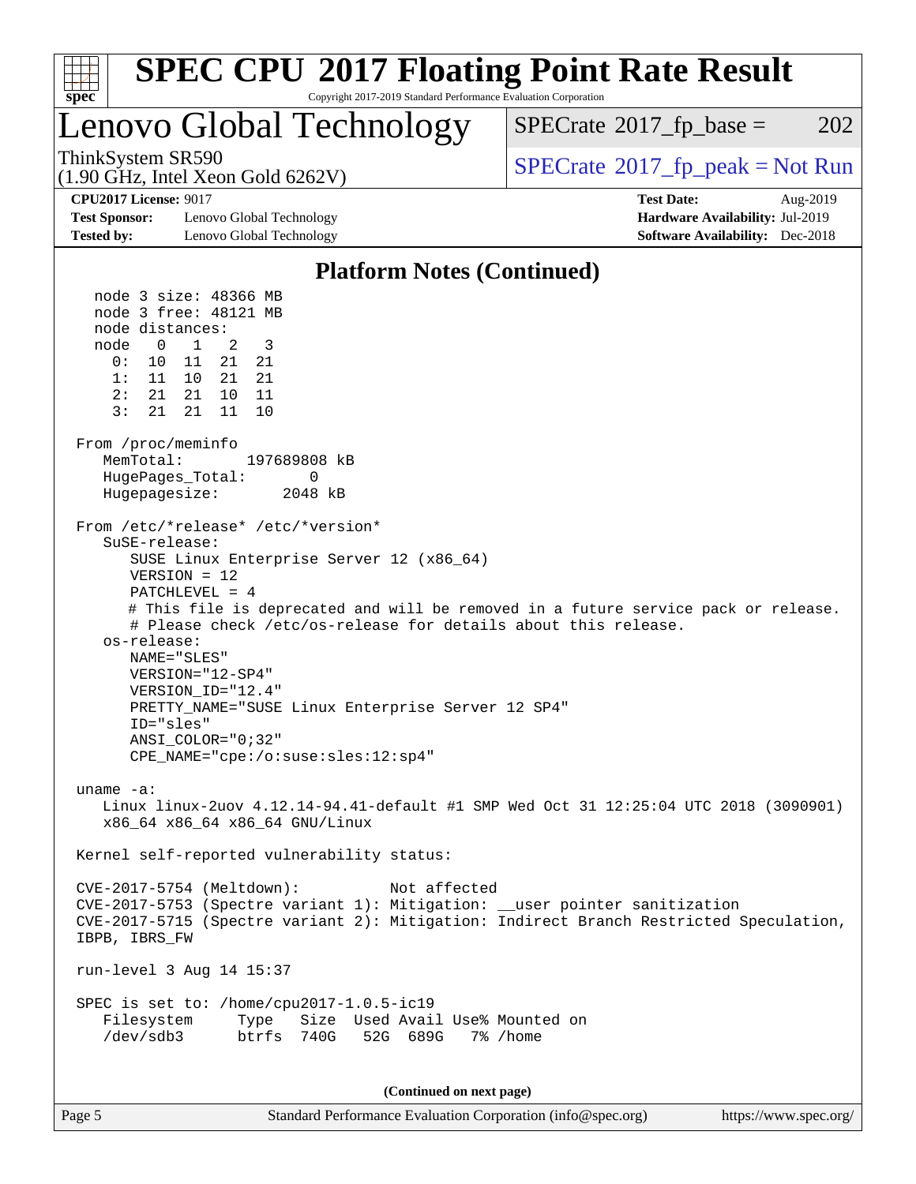# SPEC CPU 2017 Floating Point Rate Result

Copyright 2017-2019 Standard Performance Evaluation Corporation

## Lenovo Global Technology

ThinkSystem SR590
(1.90 GHz, Intel Xeon Gold 6262V)

SPECrate 2017_fp_base = 202

SPECrate 2017_fp_peak = Not Run

**CPU2017 License:** 9017
**Test Sponsor:** Lenovo Global Technology
**Tested by:** Lenovo Global Technology

**Test Date:** Aug-2019
**Hardware Availability:** Jul-2019
**Software Availability:** Dec-2018

### Platform Notes (Continued)

```
    node 3 size: 48366 MB
    node 3 free: 48121 MB
    node distances:
    node   0   1   2   3
      0:  10  11  21  21
      1:  11  10  21  21
      2:  21  21  10  11
      3:  21  21  11  10

 From /proc/meminfo
    MemTotal:       197689808 kB
    HugePages_Total:       0
    Hugepagesize:       2048 kB

 From /etc/*release* /etc/*version*
    SuSE-release:
       SUSE Linux Enterprise Server 12 (x86_64)
       VERSION = 12
       PATCHLEVEL = 4
       # This file is deprecated and will be removed in a future service pack or release.
       # Please check /etc/os-release for details about this release.
    os-release:
       NAME="SLES"
       VERSION="12-SP4"
       VERSION_ID="12.4"
       PRETTY_NAME="SUSE Linux Enterprise Server 12 SP4"
       ID="sles"
       ANSI_COLOR="0;32"
       CPE_NAME="cpe:/o:suse:sles:12:sp4"

 uname -a:
    Linux linux-2uov 4.12.14-94.41-default #1 SMP Wed Oct 31 12:25:04 UTC 2018 (3090901)
    x86_64 x86_64 x86_64 GNU/Linux

 Kernel self-reported vulnerability status:

 CVE-2017-5754 (Meltdown):          Not affected
 CVE-2017-5753 (Spectre variant 1): Mitigation: __user pointer sanitization
 CVE-2017-5715 (Spectre variant 2): Mitigation: Indirect Branch Restricted Speculation,
 IBPB, IBRS_FW

 run-level 3 Aug 14 15:37

 SPEC is set to: /home/cpu2017-1.0.5-ic19
    Filesystem     Type   Size  Used Avail Use% Mounted on
    /dev/sdb3      btrfs  740G   52G  689G   7% /home
```

(Continued on next page)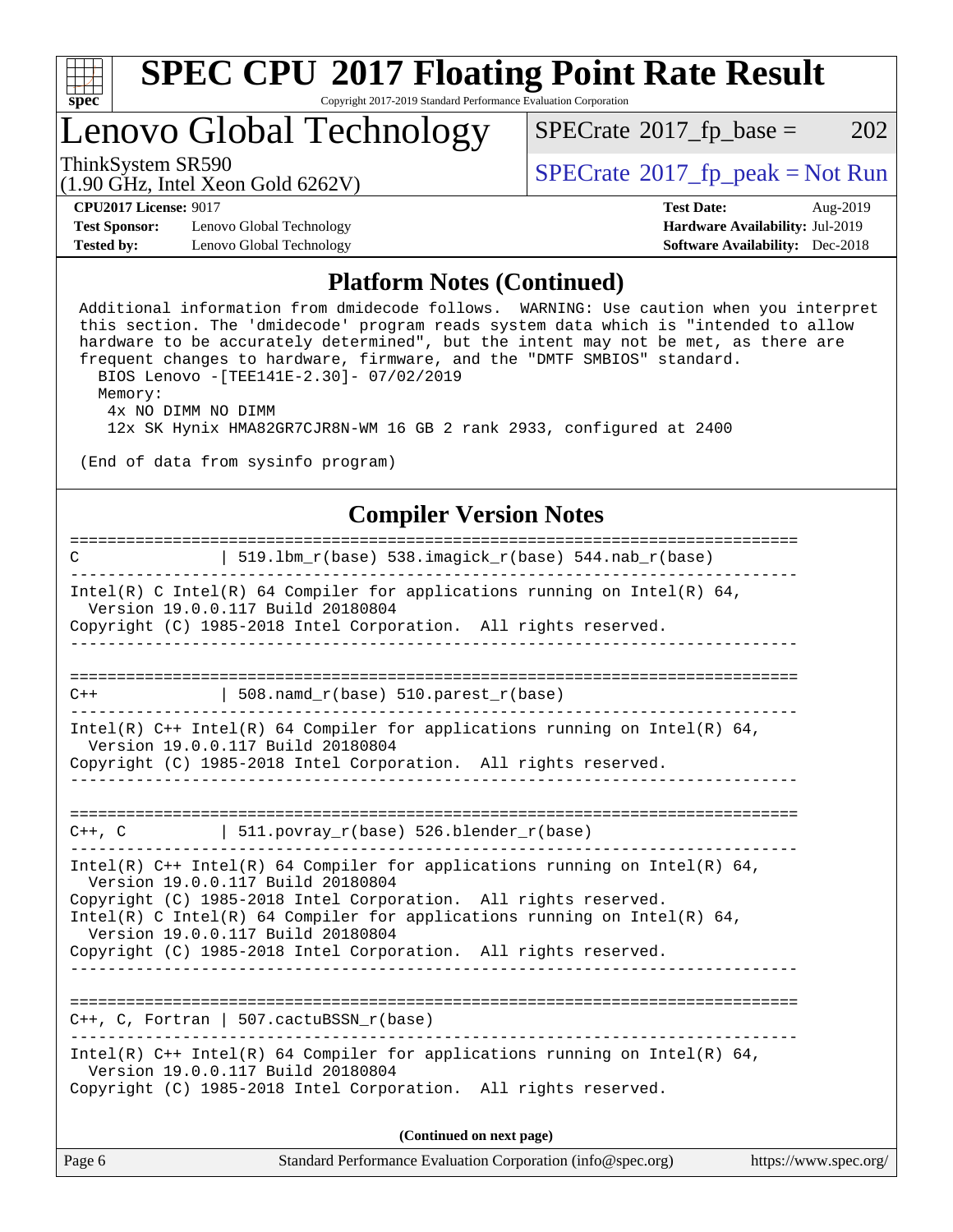## Platform Notes (Continued)

```
Additional information from dmidecode follows.  WARNING: Use caution when you interpret
this section. The 'dmidecode' program reads system data which is "intended to allow
hardware to be accurately determined", but the intent may not be met, as there are
frequent changes to hardware, firmware, and the "DMTF SMBIOS" standard.
  BIOS Lenovo -[TEE141E-2.30]- 07/02/2019
  Memory:
   4x NO DIMM NO DIMM
   12x SK Hynix HMA82GR7CJR8N-WM 16 GB 2 rank 2933, configured at 2400

(End of data from sysinfo program)
```

## Compiler Version Notes

```
==============================================================================
C               | 519.lbm_r(base) 538.imagick_r(base) 544.nab_r(base)
------------------------------------------------------------------------------
Intel(R) C Intel(R) 64 Compiler for applications running on Intel(R) 64,
  Version 19.0.0.117 Build 20180804
Copyright (C) 1985-2018 Intel Corporation.  All rights reserved.
------------------------------------------------------------------------------

==============================================================================
C++             | 508.namd_r(base) 510.parest_r(base)
------------------------------------------------------------------------------
Intel(R) C++ Intel(R) 64 Compiler for applications running on Intel(R) 64,
  Version 19.0.0.117 Build 20180804
Copyright (C) 1985-2018 Intel Corporation.  All rights reserved.
------------------------------------------------------------------------------

==============================================================================
C++, C          | 511.povray_r(base) 526.blender_r(base)
------------------------------------------------------------------------------
Intel(R) C++ Intel(R) 64 Compiler for applications running on Intel(R) 64,
  Version 19.0.0.117 Build 20180804
Copyright (C) 1985-2018 Intel Corporation.  All rights reserved.
Intel(R) C Intel(R) 64 Compiler for applications running on Intel(R) 64,
  Version 19.0.0.117 Build 20180804
Copyright (C) 1985-2018 Intel Corporation.  All rights reserved.
------------------------------------------------------------------------------

==============================================================================
C++, C, Fortran | 507.cactuBSSN_r(base)
------------------------------------------------------------------------------
Intel(R) C++ Intel(R) 64 Compiler for applications running on Intel(R) 64,
  Version 19.0.0.117 Build 20180804
Copyright (C) 1985-2018 Intel Corporation.  All rights reserved.
```

**(Continued on next page)**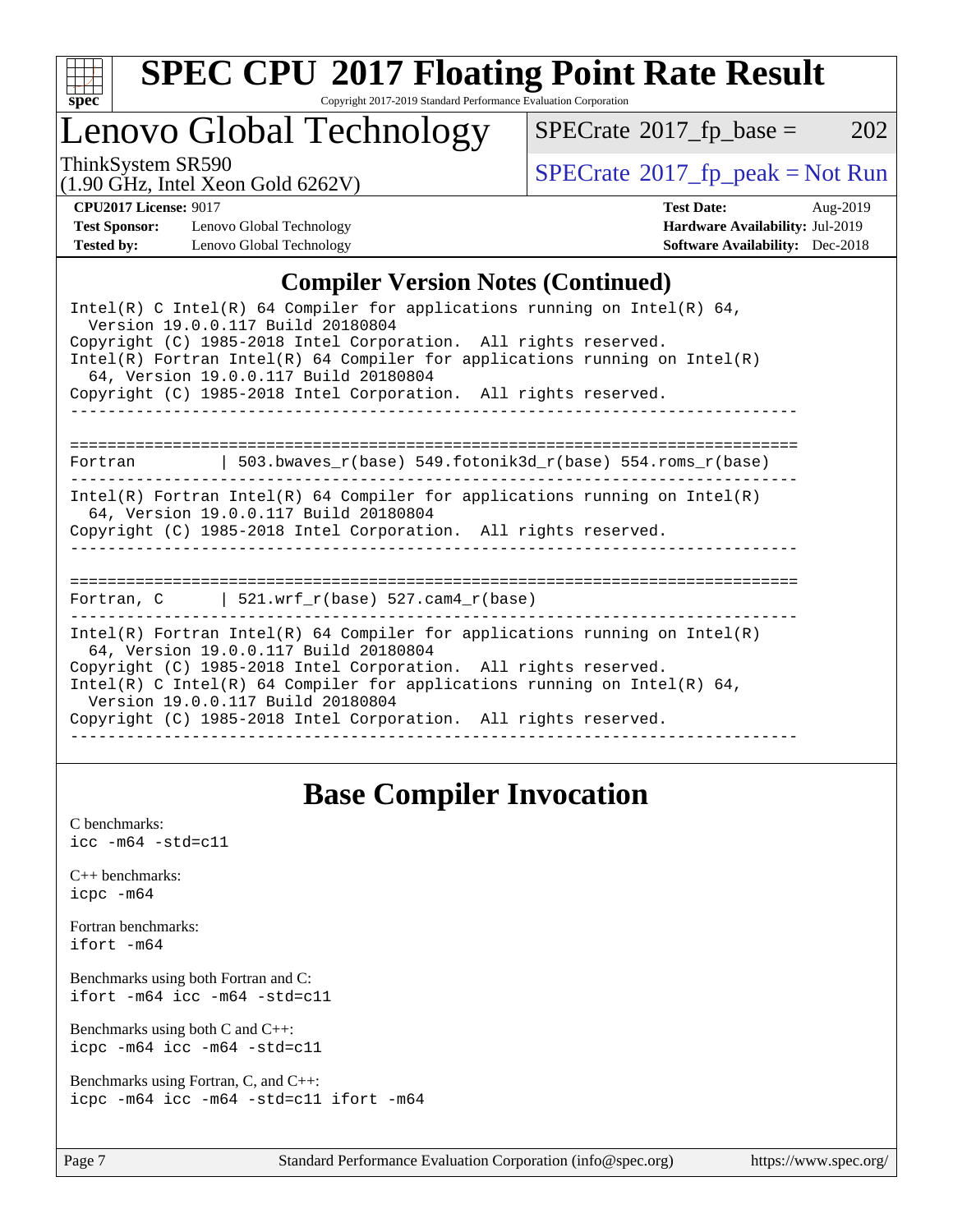## Compiler Version Notes (Continued)

```
Intel(R) C Intel(R) 64 Compiler for applications running on Intel(R) 64,
  Version 19.0.0.117 Build 20180804
Copyright (C) 1985-2018 Intel Corporation.  All rights reserved.
Intel(R) Fortran Intel(R) 64 Compiler for applications running on Intel(R)
  64, Version 19.0.0.117 Build 20180804
Copyright (C) 1985-2018 Intel Corporation.  All rights reserved.
------------------------------------------------------------------------------

==============================================================================
Fortran          | 503.bwaves_r(base) 549.fotonik3d_r(base) 554.roms_r(base)
------------------------------------------------------------------------------
Intel(R) Fortran Intel(R) 64 Compiler for applications running on Intel(R)
  64, Version 19.0.0.117 Build 20180804
Copyright (C) 1985-2018 Intel Corporation.  All rights reserved.
------------------------------------------------------------------------------

==============================================================================
Fortran, C       | 521.wrf_r(base) 527.cam4_r(base)
------------------------------------------------------------------------------
Intel(R) Fortran Intel(R) 64 Compiler for applications running on Intel(R)
  64, Version 19.0.0.117 Build 20180804
Copyright (C) 1985-2018 Intel Corporation.  All rights reserved.
Intel(R) C Intel(R) 64 Compiler for applications running on Intel(R) 64,
  Version 19.0.0.117 Build 20180804
Copyright (C) 1985-2018 Intel Corporation.  All rights reserved.
------------------------------------------------------------------------------
```

## Base Compiler Invocation

C benchmarks:
`icc -m64 -std=c11`

C++ benchmarks:
`icpc -m64`

Fortran benchmarks:
`ifort -m64`

Benchmarks using both Fortran and C:
`ifort -m64 icc -m64 -std=c11`

Benchmarks using both C and C++:
`icpc -m64 icc -m64 -std=c11`

Benchmarks using Fortran, C, and C++:
`icpc -m64 icc -m64 -std=c11 ifort -m64`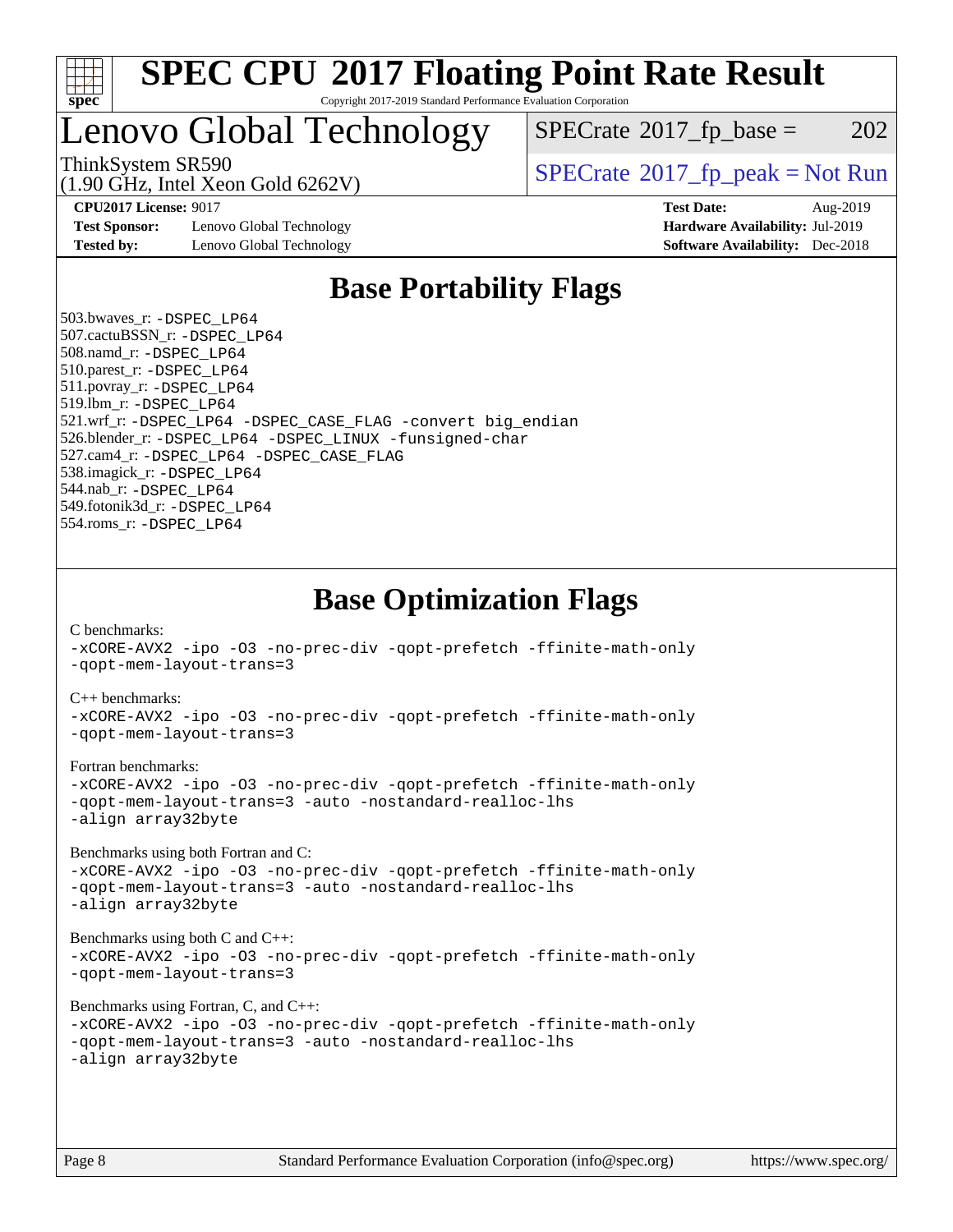# SPEC CPU 2017 Floating Point Rate Result

Copyright 2017-2019 Standard Performance Evaluation Corporation

# Lenovo Global Technology

ThinkSystem SR590
(1.90 GHz, Intel Xeon Gold 6262V)

SPECrate 2017_fp_base = 202

SPECrate 2017_fp_peak = Not Run

**CPU2017 License:** 9017
**Test Sponsor:** Lenovo Global Technology
**Tested by:** Lenovo Global Technology

**Test Date:** Aug-2019
**Hardware Availability:** Jul-2019
**Software Availability:** Dec-2018

## Base Portability Flags

503.bwaves_r: -DSPEC_LP64
507.cactuBSSN_r: -DSPEC_LP64
508.namd_r: -DSPEC_LP64
510.parest_r: -DSPEC_LP64
511.povray_r: -DSPEC_LP64
519.lbm_r: -DSPEC_LP64
521.wrf_r: -DSPEC_LP64 -DSPEC_CASE_FLAG -convert big_endian
526.blender_r: -DSPEC_LP64 -DSPEC_LINUX -funsigned-char
527.cam4_r: -DSPEC_LP64 -DSPEC_CASE_FLAG
538.imagick_r: -DSPEC_LP64
544.nab_r: -DSPEC_LP64
549.fotonik3d_r: -DSPEC_LP64
554.roms_r: -DSPEC_LP64

## Base Optimization Flags

C benchmarks:
-xCORE-AVX2 -ipo -O3 -no-prec-div -qopt-prefetch -ffinite-math-only
-qopt-mem-layout-trans=3

C++ benchmarks:
-xCORE-AVX2 -ipo -O3 -no-prec-div -qopt-prefetch -ffinite-math-only
-qopt-mem-layout-trans=3

Fortran benchmarks:
-xCORE-AVX2 -ipo -O3 -no-prec-div -qopt-prefetch -ffinite-math-only
-qopt-mem-layout-trans=3 -auto -nostandard-realloc-lhs
-align array32byte

Benchmarks using both Fortran and C:
-xCORE-AVX2 -ipo -O3 -no-prec-div -qopt-prefetch -ffinite-math-only
-qopt-mem-layout-trans=3 -auto -nostandard-realloc-lhs
-align array32byte

Benchmarks using both C and C++:
-xCORE-AVX2 -ipo -O3 -no-prec-div -qopt-prefetch -ffinite-math-only
-qopt-mem-layout-trans=3

Benchmarks using Fortran, C, and C++:
-xCORE-AVX2 -ipo -O3 -no-prec-div -qopt-prefetch -ffinite-math-only
-qopt-mem-layout-trans=3 -auto -nostandard-realloc-lhs
-align array32byte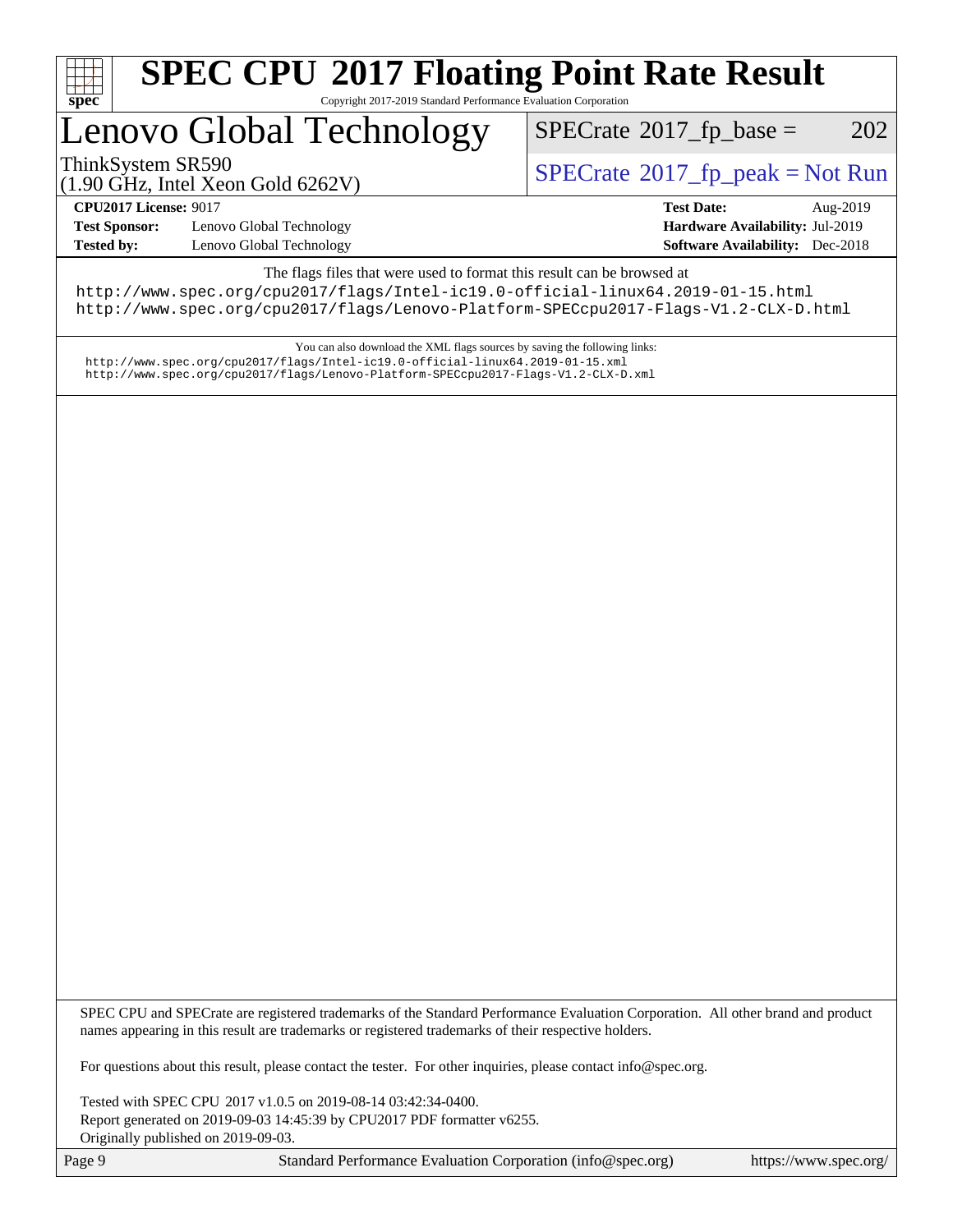The flags files that were used to format this result can be browsed at

http://www.spec.org/cpu2017/flags/Intel-ic19.0-official-linux64.2019-01-15.html
http://www.spec.org/cpu2017/flags/Lenovo-Platform-SPECcpu2017-Flags-V1.2-CLX-D.html

You can also download the XML flags sources by saving the following links:

http://www.spec.org/cpu2017/flags/Intel-ic19.0-official-linux64.2019-01-15.xml
http://www.spec.org/cpu2017/flags/Lenovo-Platform-SPECcpu2017-Flags-V1.2-CLX-D.xml

SPEC CPU and SPECrate are registered trademarks of the Standard Performance Evaluation Corporation. All other brand and product names appearing in this result are trademarks or registered trademarks of their respective holders.

For questions about this result, please contact the tester. For other inquiries, please contact info@spec.org.

Tested with SPEC CPU 2017 v1.0.5 on 2019-08-14 03:42:34-0400.
Report generated on 2019-09-03 14:45:39 by CPU2017 PDF formatter v6255.
Originally published on 2019-09-03.